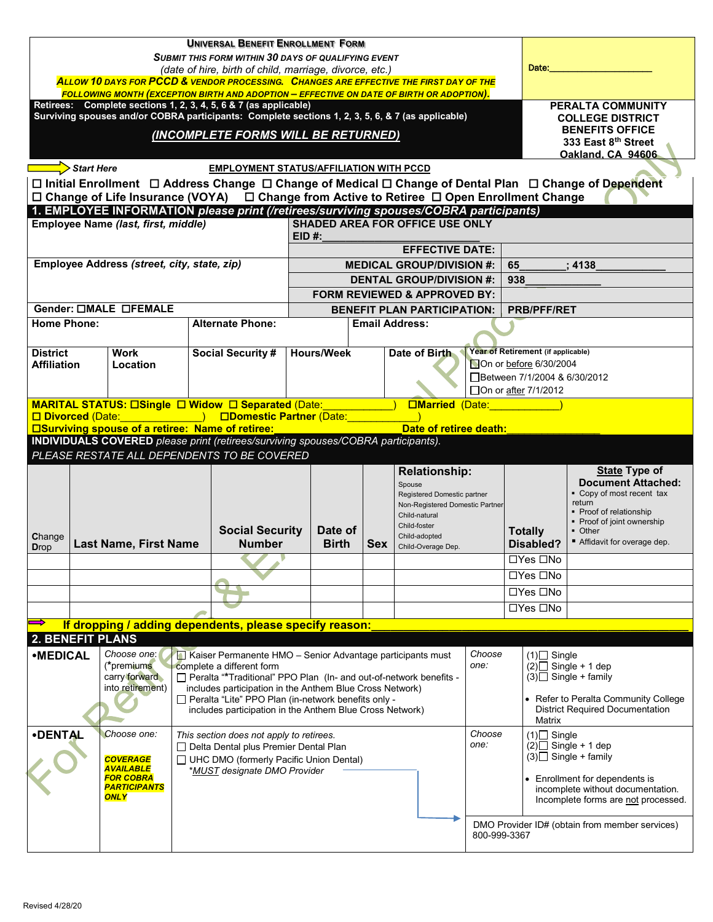# UNIVERSAL BENEFIT ENROLLMENT FORM

***SUBMIT THIS FORM WITHIN 30 DAYS OF QUALIFYING EVENT***
*(date of hire, birth of child, marriage, divorce, etc.)*
***ALLOW 10 DAYS FOR PCCD & VENDOR PROCESSING. CHANGES ARE EFFECTIVE THE FIRST DAY OF THE FOLLOWING MONTH (EXCEPTION BIRTH AND ADOPTION – EFFECTIVE ON DATE OF BIRTH OR ADOPTION).***

**Retirees: Complete sections 1, 2, 3, 4, 5, 6 & 7 (as applicable)**
**Surviving spouses and/or COBRA participants: Complete sections 1, 2, 3, 5, 6, & 7 (as applicable)**

***(INCOMPLETE FORMS WILL BE RETURNED)***

**Date:____________________**

**PERALTA COMMUNITY COLLEGE DISTRICT**
**BENEFITS OFFICE**
**333 East 8th Street**
**Oakland, CA 94606**

*Start Here* **EMPLOYMENT STATUS/AFFILIATION WITH PCCD**

☐ Initial Enrollment ☐ Address Change ☐ Change of Medical ☐ Change of Dental Plan ☐ Change of Dependent
☐ Change of Life Insurance (VOYA) ☐ Change from Active to Retiree ☐ Open Enrollment Change

## 1. EMPLOYEE INFORMATION *please print (/retirees/surviving spouses/COBRA participants)*

| Employee Name *(last, first, middle)* | SHADED AREA FOR OFFICE USE ONLY EID #:________________ | |
|---|---|---|
| | EFFECTIVE DATE: | |
| Employee Address *(street, city, state, zip)* | MEDICAL GROUP/DIVISION #: | 65________; 4138____________ |
| | DENTAL GROUP/DIVISION #: | 938____________ |
| | FORM REVIEWED & APPROVED BY: | |
| Gender: ☐MALE ☐FEMALE | BENEFIT PLAN PARTICIPATION: | PRB/PFF/RET |

| Home Phone: | Alternate Phone: | Email Address: |
|---|---|---|
| | | |

| District Affiliation | Work Location | Social Security # | Hours/Week | Date of Birth | Year of Retirement (if applicable) |
|---|---|---|---|---|---|
| | | | | | ☐On or before 6/30/2004<br>☐Between 7/1/2004 & 6/30/2012<br>☐On or after 7/1/2012 |

**MARITAL STATUS: ☐Single ☐ Widow ☐ Separated** (Date:___________) **☐Married** (Date:___________)
**☐ Divorced** (Date:______________) **☐Domestic Partner** (Date:____________)
**☐Surviving spouse of a retiree: Name of retiree:________________ Date of retiree death:______________**

**INDIVIDUALS COVERED** *please print (retirees/surviving spouses/COBRA participants).*
*PLEASE RESTATE ALL DEPENDENTS TO BE COVERED*

| Change Drop | Last Name, First Name | Social Security Number | Date of Birth | Sex | Relationship: Spouse, Registered Domestic partner, Non-Registered Domestic Partner, Child-natural, Child-foster, Child-adopted, Child-Overage Dep. | Totally Disabled? | State Type of Document Attached: • Copy of most recent tax return • Proof of relationship • Proof of joint ownership • Other • Affidavit for overage dep. |
|---|---|---|---|---|---|---|---|
| | | | | | | ☐Yes ☐No | |
| | | | | | | ☐Yes ☐No | |
| | | | | | | ☐Yes ☐No | |
| | | | | | | ☐Yes ☐No | |

**If dropping / adding dependents, please specify reason:______________________________________________**

## 2. BENEFIT PLANS

| | | | | |
|---|---|---|---|---|
| **•MEDICAL** | *Choose one:* (*premiums carry forward into retirement) | ☐ Kaiser Permanente HMO – Senior Advantage participants must complete a different form<br>☐ Peralta "*Traditional" PPO Plan (In- and out-of-network benefits - includes participation in the Anthem Blue Cross Network)<br>☐ Peralta "Lite" PPO Plan (in-network benefits only - includes participation in the Anthem Blue Cross Network) | *Choose one:* | (1)☐ Single<br>(2)☐ Single + 1 dep<br>(3)☐ Single + family<br>• Refer to Peralta Community College District Required Documentation Matrix |
| **•DENTAL** | *Choose one:* ***COVERAGE AVAILABLE FOR COBRA PARTICIPANTS ONLY*** | *This section does not apply to retirees.*<br>☐ Delta Dental plus Premier Dental Plan<br>☐ UHC DMO (formerly Pacific Union Dental)<br>**MUST designate DMO Provider* | *Choose one:* | (1)☐ Single<br>(2)☐ Single + 1 dep<br>(3)☐ Single + family<br>• Enrollment for dependents is incomplete without documentation. Incomplete forms are not processed. |
| | | | DMO Provider ID# (obtain from member services) 800-999-3367 | |

Revised 4/28/20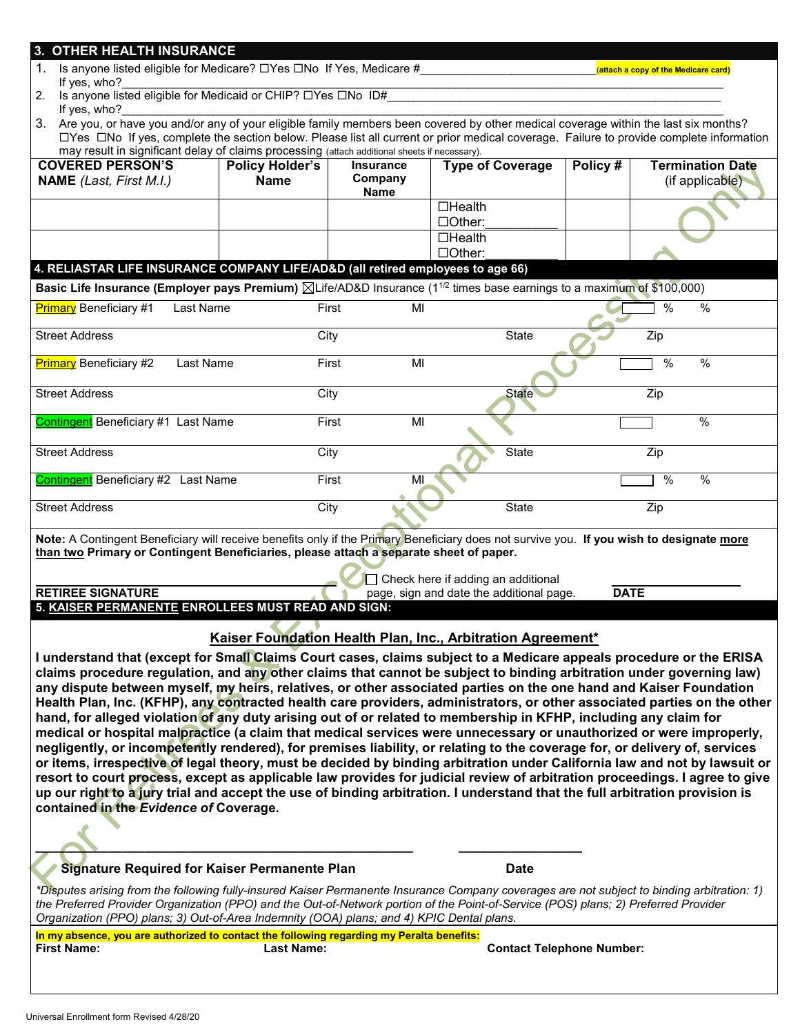## 3. OTHER HEALTH INSURANCE

1. Is anyone listed eligible for Medicare? ☐Yes ☐No If Yes, Medicare #___________________________ (attach a copy of the Medicare card)
   If yes, who?_____________________________________________________________________________
2. Is anyone listed eligible for Medicaid or CHIP? ☐Yes ☐No ID#_____________________________________________
   If yes, who?_____________________________________________________________________________
3. Are you, or have you and/or any of your eligible family members been covered by other medical coverage within the last six months? ☐Yes ☐No If yes, complete the section below. Please list all current or prior medical coverage. Failure to provide complete information may result in significant delay of claims processing (attach additional sheets if necessary).

| COVERED PERSON'S NAME (Last, First M.I.) | Policy Holder's Name | Insurance Company Name | Type of Coverage | Policy # | Termination Date (if applicable) |
|---|---|---|---|---|---|
| | | | ☐Health ☐Other:__________ | | |
| | | | ☐Health ☐Other:__________ | | |

## 4. RELIASTAR LIFE INSURANCE COMPANY LIFE/AD&D (all retired employees to age 66)

**Basic Life Insurance (Employer pays Premium)** ☒Life/AD&D Insurance (1½ times base earnings to a maximum of $100,000)

| | | | | |
|---|---|---|---|---|
| Primary Beneficiary #1 Last Name | First | MI | | % % |
| Street Address | City | | State | Zip |
| Primary Beneficiary #2 Last Name | First | MI | | % % |
| Street Address | City | | State | Zip |
| Contingent Beneficiary #1 Last Name | First | MI | | % |
| Street Address | City | | State | Zip |
| Contingent Beneficiary #2 Last Name | First | MI | | % % |
| Street Address | City | | State | Zip |

**Note:** A Contingent Beneficiary will receive benefits only if the Primary Beneficiary does not survive you. **If you wish to designate more than two Primary or Contingent Beneficiaries, please attach a separate sheet of paper.**

**RETIREE SIGNATURE** ____________________ ☐ Check here if adding an additional page, sign and date the additional page. **DATE** ____________

## 5. KAISER PERMANENTE ENROLLEES MUST READ AND SIGN:

### Kaiser Foundation Health Plan, Inc., Arbitration Agreement*

**I understand that (except for Small Claims Court cases, claims subject to a Medicare appeals procedure or the ERISA claims procedure regulation, and any other claims that cannot be subject to binding arbitration under governing law) any dispute between myself, my heirs, relatives, or other associated parties on the one hand and Kaiser Foundation Health Plan, Inc. (KFHP), any contracted health care providers, administrators, or other associated parties on the other hand, for alleged violation of any duty arising out of or related to membership in KFHP, including any claim for medical or hospital malpractice (a claim that medical services were unnecessary or unauthorized or were improperly, negligently, or incompetently rendered), for premises liability, or relating to the coverage for, or delivery of, services or items, irrespective of legal theory, must be decided by binding arbitration under California law and not by lawsuit or resort to court process, except as applicable law provides for judicial review of arbitration proceedings. I agree to give up our right to a jury trial and accept the use of binding arbitration. I understand that the full arbitration provision is contained in the *Evidence of* Coverage.**

_______________________________________________ _________________

**Signature Required for Kaiser Permanente Plan** **Date**

*\*Disputes arising from the following fully-insured Kaiser Permanente Insurance Company coverages are not subject to binding arbitration: 1) the Preferred Provider Organization (PPO) and the Out-of-Network portion of the Point-of-Service (POS) plans; 2) Preferred Provider Organization (PPO) plans; 3) Out-of-Area Indemnity (OOA) plans; and 4) KPIC Dental plans.*

**In my absence, you are authorized to contact the following regarding my Peralta benefits:**

**First Name:** **Last Name:** **Contact Telephone Number:**

Universal Enrollment form Revised 4/28/20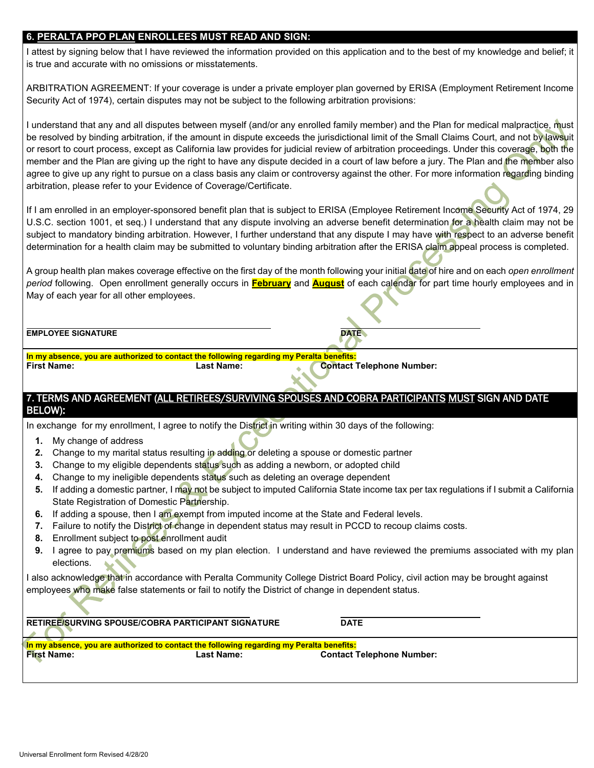## 6. PERALTA PPO PLAN ENROLLEES MUST READ AND SIGN:

I attest by signing below that I have reviewed the information provided on this application and to the best of my knowledge and belief; it is true and accurate with no omissions or misstatements.

ARBITRATION AGREEMENT: If your coverage is under a private employer plan governed by ERISA (Employment Retirement Income Security Act of 1974), certain disputes may not be subject to the following arbitration provisions:

I understand that any and all disputes between myself (and/or any enrolled family member) and the Plan for medical malpractice, must be resolved by binding arbitration, if the amount in dispute exceeds the jurisdictional limit of the Small Claims Court, and not by lawsuit or resort to court process, except as California law provides for judicial review of arbitration proceedings. Under this coverage, both the member and the Plan are giving up the right to have any dispute decided in a court of law before a jury. The Plan and the member also agree to give up any right to pursue on a class basis any claim or controversy against the other. For more information regarding binding arbitration, please refer to your Evidence of Coverage/Certificate.

If I am enrolled in an employer-sponsored benefit plan that is subject to ERISA (Employee Retirement Income Security Act of 1974, 29 U.S.C. section 1001, et seq.) I understand that any dispute involving an adverse benefit determination for a health claim may not be subject to mandatory binding arbitration. However, I further understand that any dispute I may have with respect to an adverse benefit determination for a health claim may be submitted to voluntary binding arbitration after the ERISA claim appeal process is completed.

A group health plan makes coverage effective on the first day of the month following your initial date of hire and on each *open enrollment period* following. Open enrollment generally occurs in **February** and **August** of each calendar for part time hourly employees and in May of each year for all other employees.

**EMPLOYEE SIGNATURE** **DATE**

**In my absence, you are authorized to contact the following regarding my Peralta benefits:**

**First Name:** **Last Name:** **Contact Telephone Number:**

## 7. TERMS AND AGREEMENT (ALL RETIREES/SURVIVING SPOUSES AND COBRA PARTICIPANTS MUST SIGN AND DATE BELOW):

In exchange for my enrollment, I agree to notify the District in writing within 30 days of the following:

1. My change of address
2. Change to my marital status resulting in adding or deleting a spouse or domestic partner
3. Change to my eligible dependents status such as adding a newborn, or adopted child
4. Change to my ineligible dependents status such as deleting an overage dependent
5. If adding a domestic partner, I may not be subject to imputed California State income tax per tax regulations if I submit a California State Registration of Domestic Partnership.
6. If adding a spouse, then I am exempt from imputed income at the State and Federal levels.
7. Failure to notify the District of change in dependent status may result in PCCD to recoup claims costs.
8. Enrollment subject to post enrollment audit
9. I agree to pay premiums based on my plan election. I understand and have reviewed the premiums associated with my plan elections.

I also acknowledge that in accordance with Peralta Community College District Board Policy, civil action may be brought against employees who make false statements or fail to notify the District of change in dependent status.

**RETIREE/SURVIVING SPOUSE/COBRA PARTICIPANT SIGNATURE** **DATE**

**In my absence, you are authorized to contact the following regarding my Peralta benefits:**

**First Name:** **Last Name:** **Contact Telephone Number:**

For Retirees & Exceptional Processing Only

Universal Enrollment form Revised 4/28/20